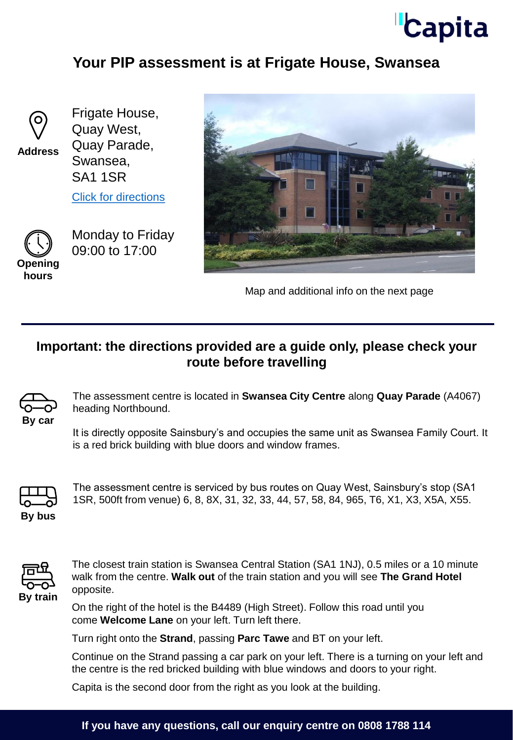Capita

# Your PIP assessment is at Frigate House, Swansea

**Address**

Frigate House,
Quay West,
Quay Parade,
Swansea,
SA1 1SR

[Click for directions]

**Opening hours**

Monday to Friday
09:00 to 17:00

Map and additional info on the next page

## Important: the directions provided are a guide only, please check your route before travelling

**By car**

The assessment centre is located in **Swansea City Centre** along **Quay Parade** (A4067) heading Northbound.

It is directly opposite Sainsbury's and occupies the same unit as Swansea Family Court. It is a red brick building with blue doors and window frames.

**By bus**

The assessment centre is serviced by bus routes on Quay West, Sainsbury's stop (SA1 1SR, 500ft from venue) 6, 8, 8X, 31, 32, 33, 44, 57, 58, 84, 965, T6, X1, X3, X5A, X55.

**By train**

The closest train station is Swansea Central Station (SA1 1NJ), 0.5 miles or a 10 minute walk from the centre. **Walk out** of the train station and you will see **The Grand Hotel** opposite.

On the right of the hotel is the B4489 (High Street). Follow this road until you come **Welcome Lane** on your left. Turn left there.

Turn right onto the **Strand**, passing **Parc Tawe** and BT on your left.

Continue on the Strand passing a car park on your left. There is a turning on your left and the centre is the red bricked building with blue windows and doors to your right.

Capita is the second door from the right as you look at the building.

**If you have any questions, call our enquiry centre on 0808 1788 114**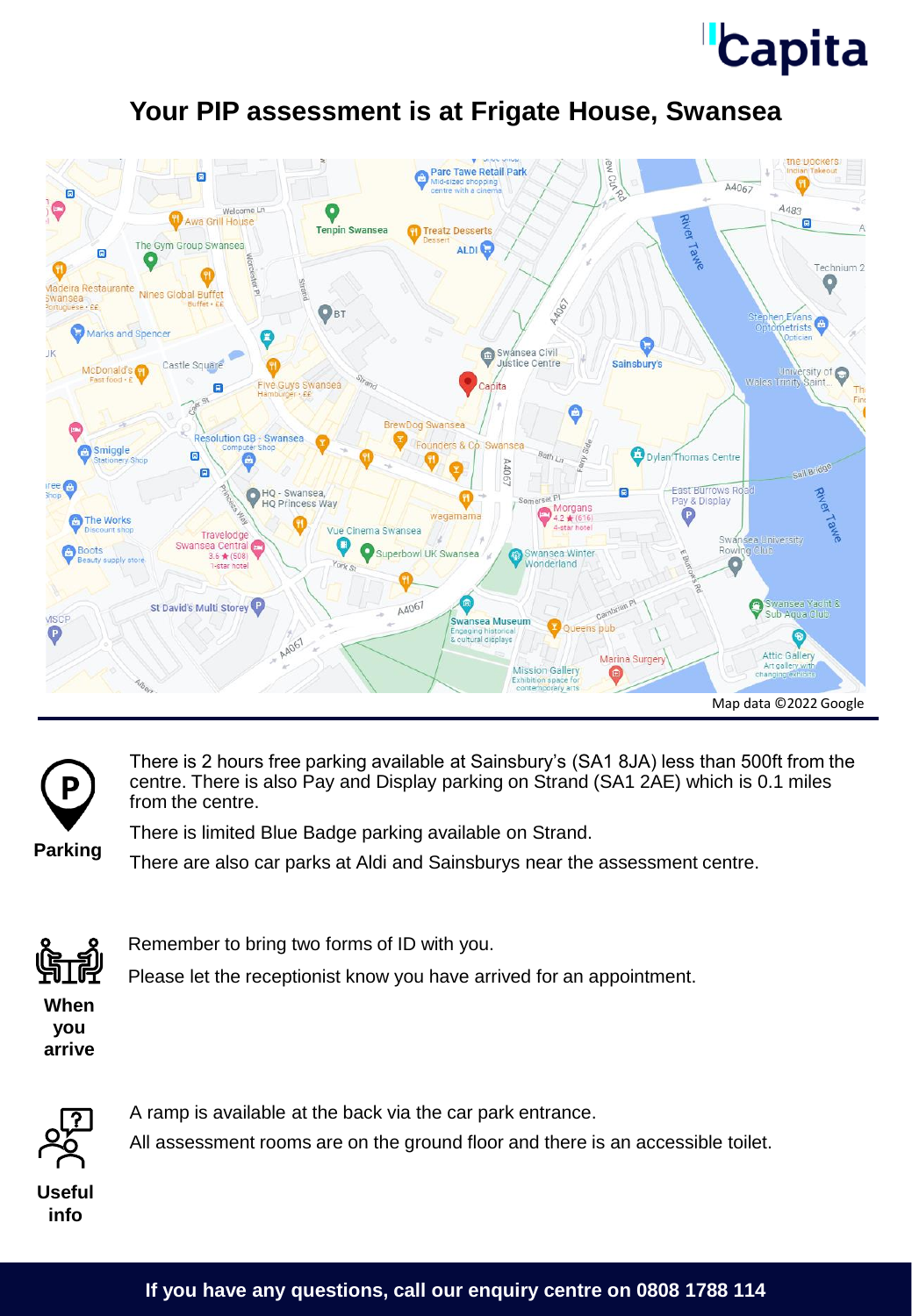Capita

# Your PIP assessment is at Frigate House, Swansea

Map data ©2022 Google

**Parking**

There is 2 hours free parking available at Sainsbury's (SA1 8JA) less than 500ft from the centre. There is also Pay and Display parking on Strand (SA1 2AE) which is 0.1 miles from the centre.

There is limited Blue Badge parking available on Strand.

There are also car parks at Aldi and Sainsburys near the assessment centre.

**When you arrive**

Remember to bring two forms of ID with you.

Please let the receptionist know you have arrived for an appointment.

**Useful info**

A ramp is available at the back via the car park entrance.

All assessment rooms are on the ground floor and there is an accessible toilet.

**If you have any questions, call our enquiry centre on 0808 1788 114**